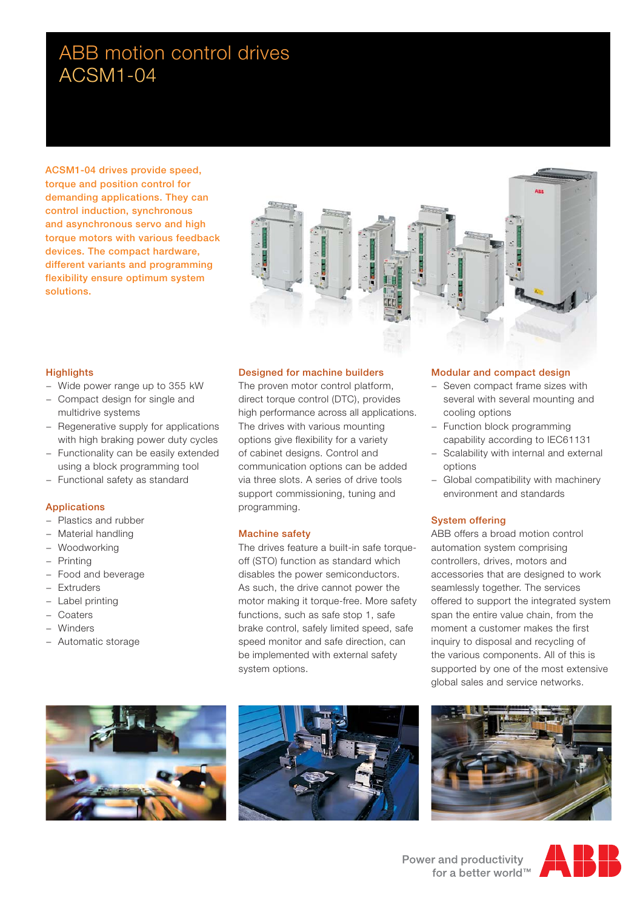# ABB motion control drives ACSM1-04

**ACSM1-04 drives provide speed, torque and position control for demanding applications. They can control induction, synchronous and asynchronous servo and high torque motors with various feedback devices. The compact hardware, different variants and programming flexibility ensure optimum system solutions.**

## Highlights

- Wide power range up to 355 kW
- Compact design for single and multidrive systems
- Regenerative supply for applications with high braking power duty cycles
- Functionality can be easily extended using a block programming tool
- Functional safety as standard

## Applications

- Plastics and rubber
- Material handling
- Woodworking
- Printing
- Food and beverage
- Extruders
- Label printing
- Coaters
- Winders
- Automatic storage

## Designed for machine builders

The proven motor control platform, direct torque control (DTC), provides high performance across all applications. The drives with various mounting options give flexibility for a variety of cabinet designs. Control and communication options can be added via three slots. A series of drive tools support commissioning, tuning and programming.

## Machine safety

The drives feature a built-in safe torque-off (STO) function as standard which disables the power semiconductors. As such, the drive cannot power the motor making it torque-free. More safety functions, such as safe stop 1, safe brake control, safely limited speed, safe speed monitor and safe direction, can be implemented with external safety system options.

## Modular and compact design

- Seven compact frame sizes with several with several mounting and cooling options
- Function block programming capability according to IEC61131
- Scalability with internal and external options
- Global compatibility with machinery environment and standards

## System offering

ABB offers a broad motion control automation system comprising controllers, drives, motors and accessories that are designed to work seamlessly together. The services offered to support the integrated system span the entire value chain, from the moment a customer makes the first inquiry to disposal and recycling of the various components. All of this is supported by one of the most extensive global sales and service networks.

Power and productivity for a better world™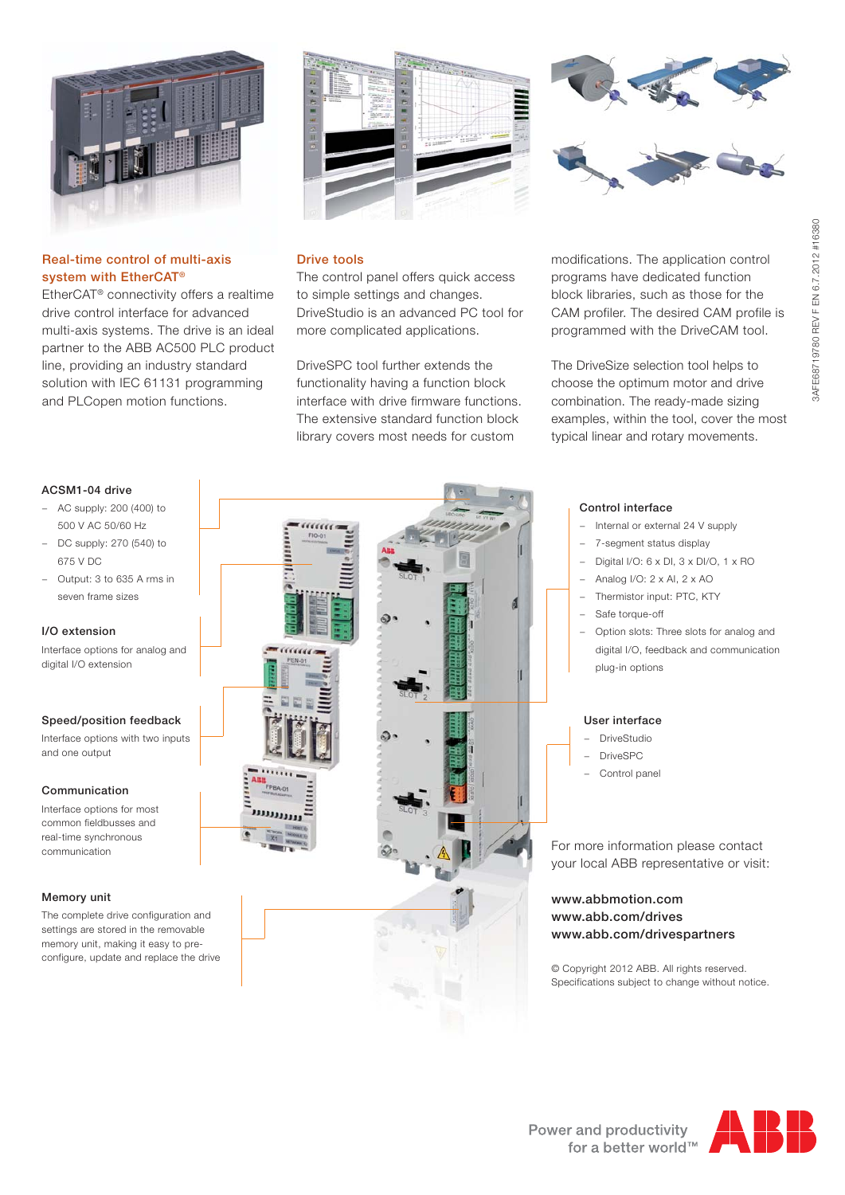## Real-time control of multi-axis system with EtherCAT®

EtherCAT® connectivity offers a realtime drive control interface for advanced multi-axis systems. The drive is an ideal partner to the ABB AC500 PLC product line, providing an industry standard solution with IEC 61131 programming and PLCopen motion functions.

## Drive tools

The control panel offers quick access to simple settings and changes. DriveStudio is an advanced PC tool for more complicated applications.

DriveSPC tool further extends the functionality having a function block interface with drive firmware functions. The extensive standard function block library covers most needs for custom modifications. The application control programs have dedicated function block libraries, such as those for the CAM profiler. The desired CAM profile is programmed with the DriveCAM tool.

The DriveSize selection tool helps to choose the optimum motor and drive combination. The ready-made sizing examples, within the tool, cover the most typical linear and rotary movements.

### ACSM1-04 drive

- AC supply: 200 (400) to 500 V AC 50/60 Hz
- DC supply: 270 (540) to 675 V DC
- Output: 3 to 635 A rms in seven frame sizes

### I/O extension

Interface options for analog and digital I/O extension

### Speed/position feedback

Interface options with two inputs and one output

### Communication

Interface options for most common fieldbusses and real-time synchronous communication

### Memory unit

The complete drive configuration and settings are stored in the removable memory unit, making it easy to pre-configure, update and replace the drive

### Control interface

- Internal or external 24 V supply
- 7-segment status display
- Digital I/O: 6 x DI, 3 x DI/O, 1 x RO
- Analog I/O: 2 x AI, 2 x AO
- Thermistor input: PTC, KTY
- Safe torque-off
- Option slots: Three slots for analog and digital I/O, feedback and communication plug-in options

### User interface

- DriveStudio
- DriveSPC
- Control panel

For more information please contact your local ABB representative or visit:

**www.abbmotion.com**
**www.abb.com/drives**
**www.abb.com/drivespartners**

© Copyright 2012 ABB. All rights reserved.
Specifications subject to change without notice.

3AFE68719780 REV F EN 6.7.2012 #16380

Power and productivity for a better world™